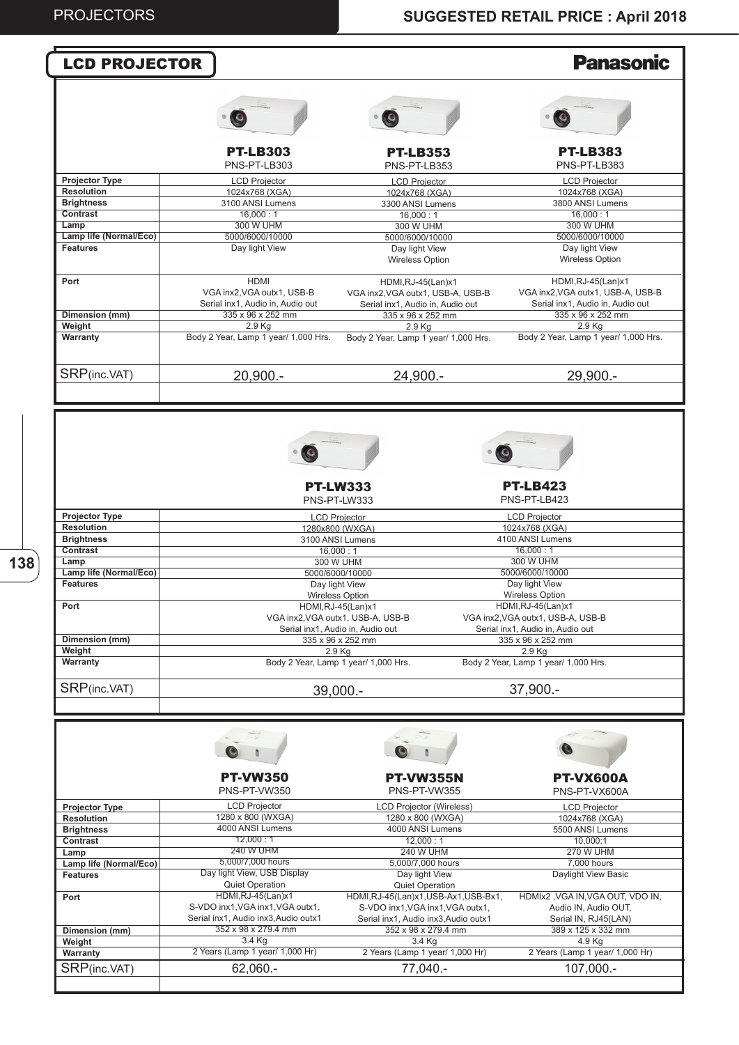PROJECTORS | SUGGESTED RETAIL PRICE : April 2018

## LCD PROJECTOR

**Panasonic**

| | **PT-LB303**<br>PNS-PT-LB303 | **PT-LB353**<br>PNS-PT-LB353 | **PT-LB383**<br>PNS-PT-LB383 |
|---|---|---|---|
| **Projector Type** | LCD Projector | LCD Projector | LCD Projector |
| **Resolution** | 1024x768 (XGA) | 1024x768 (XGA) | 1024x768 (XGA) |
| **Brightness** | 3100 ANSI Lumens | 3300 ANSI Lumens | 3800 ANSI Lumens |
| **Contrast** | 16,000 : 1 | 16,000 : 1 | 16,000 : 1 |
| **Lamp** | 300 W UHM | 300 W UHM | 300 W UHM |
| **Lamp life (Normal/Eco)** | 5000/6000/10000 | 5000/6000/10000 | 5000/6000/10000 |
| **Features** | Day light View | Day light View<br>Wireless Option | Day light View<br>Wireless Option |
| **Port** | HDMI<br>VGA inx2,VGA outx1, USB-B<br>Serial inx1, Audio in, Audio out | HDMI,RJ-45(Lan)x1<br>VGA inx2,VGA outx1, USB-A, USB-B<br>Serial inx1, Audio in, Audio out | HDMI,RJ-45(Lan)x1<br>VGA inx2,VGA outx1, USB-A, USB-B<br>Serial inx1, Audio in, Audio out |
| **Dimension (mm)** | 335 x 96 x 252 mm | 335 x 96 x 252 mm | 335 x 96 x 252 mm |
| **Weight** | 2.9 Kg | 2.9 Kg | 2.9 Kg |
| **Warranty** | Body 2 Year, Lamp 1 year/ 1,000 Hrs. | Body 2 Year, Lamp 1 year/ 1,000 Hrs. | Body 2 Year, Lamp 1 year/ 1,000 Hrs. |
| SRP(inc.VAT) | 20,900.- | 24,900.- | 29,900.- |

| | **PT-LW333**<br>PNS-PT-LW333 | **PT-LB423**<br>PNS-PT-LB423 |
|---|---|---|
| **Projector Type** | LCD Projector | LCD Projector |
| **Resolution** | 1280x800 (WXGA) | 1024x768 (XGA) |
| **Brightness** | 3100 ANSI Lumens | 4100 ANSI Lumens |
| **Contrast** | 16,000 : 1 | 16,000 : 1 |
| **Lamp** | 300 W UHM | 300 W UHM |
| **Lamp life (Normal/Eco)** | 5000/6000/10000 | 5000/6000/10000 |
| **Features** | Day light View<br>Wireless Option | Day light View<br>Wireless Option |
| **Port** | HDMI,RJ-45(Lan)x1<br>VGA inx2,VGA outx1, USB-A, USB-B<br>Serial inx1, Audio in, Audio out | HDMI,RJ-45(Lan)x1<br>VGA inx2,VGA outx1, USB-A, USB-B<br>Serial inx1, Audio in, Audio out |
| **Dimension (mm)** | 335 x 96 x 252 mm | 335 x 96 x 252 mm |
| **Weight** | 2.9 Kg | 2.9 Kg |
| **Warranty** | Body 2 Year, Lamp 1 year/ 1,000 Hrs. | Body 2 Year, Lamp 1 year/ 1,000 Hrs. |
| SRP(inc.VAT) | 39,000.- | 37,900.- |

| | **PT-VW350**<br>PNS-PT-VW350 | **PT-VW355N**<br>PNS-PT-VW355 | **PT-VX600A**<br>PNS-PT-VX600A |
|---|---|---|---|
| **Projector Type** | LCD Projector | LCD Projector (Wireless) | LCD Projector |
| **Resolution** | 1280 x 800 (WXGA) | 1280 x 800 (WXGA) | 1024x768 (XGA) |
| **Brightness** | 4000 ANSI Lumens | 4000 ANSI Lumens | 5500 ANSI Lumens |
| **Contrast** | 12,000 : 1 | 12,000 : 1 | 10,000:1 |
| **Lamp** | 240 W UHM | 240 W UHM | 270 W UHM |
| **Lamp life (Normal/Eco)** | 5,000/7,000 hours | 5,000/7,000 hours | 7,000 hours |
| **Features** | Day light View, USB Display<br>Quiet Operation | Day light View<br>Quiet Operation | Daylight View Basic |
| **Port** | HDMI,RJ-45(Lan)x1<br>S-VDO inx1,VGA inx1,VGA outx1,<br>Serial inx1, Audio inx3,Audio outx1 | HDMI,RJ-45(Lan)x1,USB-Ax1,USB-Bx1,<br>S-VDO inx1,VGA inx1,VGA outx1,<br>Serial inx1, Audio inx3,Audio outx1 | HDMIx2 ,VGA IN,VGA OUT, VDO IN,<br>Audio IN, Audio OUT,<br>Serial IN, RJ45(LAN) |
| **Dimension (mm)** | 352 x 98 x 279.4 mm | 352 x 98 x 279.4 mm | 389 x 125 x 332 mm |
| **Weight** | 3.4 Kg | 3.4 Kg | 4.9 Kg |
| **Warranty** | 2 Years (Lamp 1 year/ 1,000 Hr) | 2 Years (Lamp 1 year/ 1,000 Hr) | 2 Years (Lamp 1 year/ 1,000 Hr) |
| SRP(inc.VAT) | 62,060.- | 77,040.- | 107,000.- |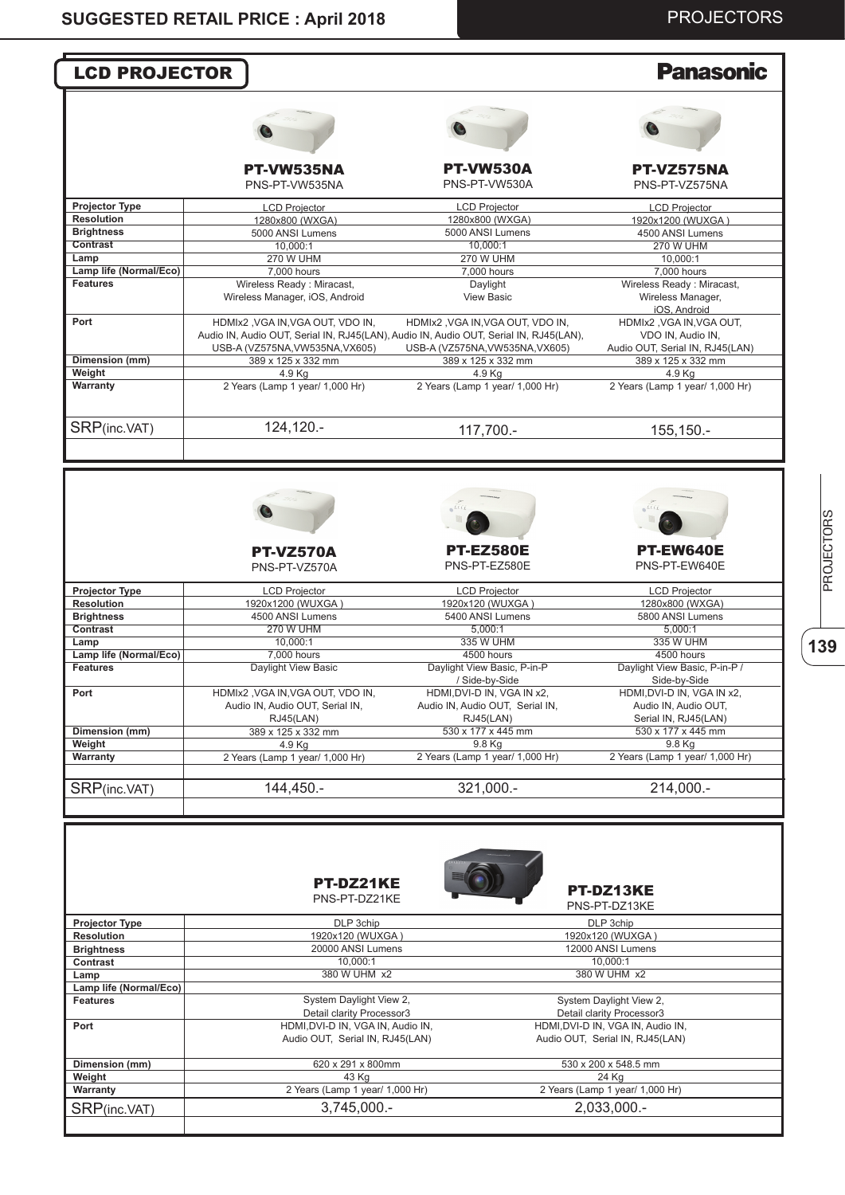## LCD PROJECTOR

**Panasonic**

| | PT-VW535NA<br>PNS-PT-VW535NA | PT-VW530A<br>PNS-PT-VW530A | PT-VZ575NA<br>PNS-PT-VZ575NA |
|---|---|---|---|
| **Projector Type** | LCD Projector | LCD Projector | LCD Projector |
| **Resolution** | 1280x800 (WXGA) | 1280x800 (WXGA) | 1920x1200 (WUXGA ) |
| **Brightness** | 5000 ANSI Lumens | 5000 ANSI Lumens | 4500 ANSI Lumens |
| **Contrast** | 10,000:1 | 10,000:1 | 270 W UHM |
| **Lamp** | 270 W UHM | 270 W UHM | 10,000:1 |
| **Lamp life (Normal/Eco)** | 7,000 hours | 7,000 hours | 7,000 hours |
| **Features** | Wireless Ready : Miracast, Wireless Manager, iOS, Android | Daylight View Basic | Wireless Ready : Miracast, Wireless Manager, iOS, Android |
| **Port** | HDMIx2 ,VGA IN,VGA OUT, VDO IN, Audio IN, Audio OUT, Serial IN, RJ45(LAN), USB-A (VZ575NA,VW535NA,VX605) | HDMIx2 ,VGA IN,VGA OUT, VDO IN, Audio IN, Audio OUT, Serial IN, RJ45(LAN), USB-A (VZ575NA,VW535NA,VX605) | HDMIx2 ,VGA IN,VGA OUT, VDO IN, Audio IN, Audio OUT, Serial IN, RJ45(LAN) |
| **Dimension (mm)** | 389 x 125 x 332 mm | 389 x 125 x 332 mm | 389 x 125 x 332 mm |
| **Weight** | 4.9 Kg | 4.9 Kg | 4.9 Kg |
| **Warranty** | 2 Years (Lamp 1 year/ 1,000 Hr) | 2 Years (Lamp 1 year/ 1,000 Hr) | 2 Years (Lamp 1 year/ 1,000 Hr) |
| SRP(inc.VAT) | 124,120.- | 117,700.- | 155,150.- |

| | PT-VZ570A<br>PNS-PT-VZ570A | PT-EZ580E<br>PNS-PT-EZ580E | PT-EW640E<br>PNS-PT-EW640E |
|---|---|---|---|
| **Projector Type** | LCD Projector | LCD Projector | LCD Projector |
| **Resolution** | 1920x1200 (WUXGA ) | 1920x120 (WUXGA ) | 1280x800 (WXGA) |
| **Brightness** | 4500 ANSI Lumens | 5400 ANSI Lumens | 5800 ANSI Lumens |
| **Contrast** | 270 W UHM | 5,000:1 | 5,000:1 |
| **Lamp** | 10,000:1 | 335 W UHM | 335 W UHM |
| **Lamp life (Normal/Eco)** | 7,000 hours | 4500 hours | 4500 hours |
| **Features** | Daylight View Basic | Daylight View Basic, P-in-P / Side-by-Side | Daylight View Basic, P-in-P / Side-by-Side |
| **Port** | HDMIx2 ,VGA IN,VGA OUT, VDO IN, Audio IN, Audio OUT, Serial IN, RJ45(LAN) | HDMI,DVI-D IN, VGA IN x2, Audio IN, Audio OUT, Serial IN, RJ45(LAN) | HDMI,DVI-D IN, VGA IN x2, Audio IN, Audio OUT, Serial IN, RJ45(LAN) |
| **Dimension (mm)** | 389 x 125 x 332 mm | 530 x 177 x 445 mm | 530 x 177 x 445 mm |
| **Weight** | 4.9 Kg | 9.8 Kg | 9.8 Kg |
| **Warranty** | 2 Years (Lamp 1 year/ 1,000 Hr) | 2 Years (Lamp 1 year/ 1,000 Hr) | 2 Years (Lamp 1 year/ 1,000 Hr) |
| SRP(inc.VAT) | 144,450.- | 321,000.- | 214,000.- |

| | PT-DZ21KE<br>PNS-PT-DZ21KE | PT-DZ13KE<br>PNS-PT-DZ13KE |
|---|---|---|
| **Projector Type** | DLP 3chip | DLP 3chip |
| **Resolution** | 1920x120 (WUXGA ) | 1920x120 (WUXGA ) |
| **Brightness** | 20000 ANSI Lumens | 12000 ANSI Lumens |
| **Contrast** | 10,000:1 | 10,000:1 |
| **Lamp** | 380 W UHM x2 | 380 W UHM x2 |
| **Lamp life (Normal/Eco)** | | |
| **Features** | System Daylight View 2, Detail clarity Processor3 | System Daylight View 2, Detail clarity Processor3 |
| **Port** | HDMI,DVI-D IN, VGA IN, Audio IN, Audio OUT, Serial IN, RJ45(LAN) | HDMI,DVI-D IN, VGA IN, Audio IN, Audio OUT, Serial IN, RJ45(LAN) |
| **Dimension (mm)** | 620 x 291 x 800mm | 530 x 200 x 548.5 mm |
| **Weight** | 43 Kg | 24 Kg |
| **Warranty** | 2 Years (Lamp 1 year/ 1,000 Hr) | 2 Years (Lamp 1 year/ 1,000 Hr) |
| SRP(inc.VAT) | 3,745,000.- | 2,033,000.- |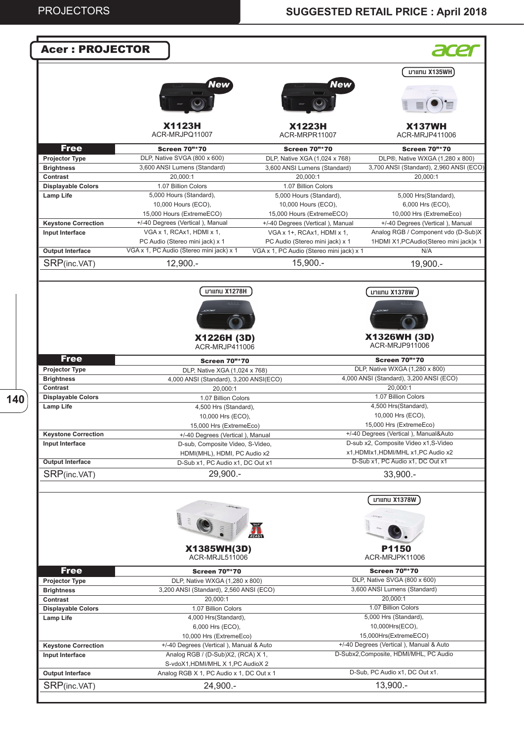# PROJECTORS

## SUGGESTED RETAIL PRICE : April 2018

## Acer : PROJECTOR

| | X1123H (New) | X1223H (New) | X137WH (มาแทน X135WH) |
|---|---|---|---|
| | ACR-MRJPQ11007 | ACR-MRPR11007 | ACR-MRJP411006 |
| **Free** | **Screen 70"*70** | **Screen 70"*70** | **Screen 70"*70** |
| **Projector Type** | DLP, Native SVGA (800 x 600) | DLP, Native XGA (1,024 x 768) | DLP®, Native WXGA (1,280 x 800) |
| **Brightness** | 3,600 ANSI Lumens (Standard) | 3,600 ANSI Lumens (Standard) | 3,700 ANSI (Standard), 2,960 ANSI (ECO) |
| **Contrast** | 20,000:1 | 20,000:1 | 20,000:1 |
| **Displayable Colors** | 1.07 Billion Colors | 1.07 Billion Colors | |
| **Lamp Life** | 5,000 Hours (Standard), 10,000 Hours (ECO), 15,000 Hours (ExtremeECO) | 5,000 Hours (Standard), 10,000 Hours (ECO), 15,000 Hours (ExtremeECO) | 5,000 Hrs(Standard), 6,000 Hrs (ECO), 10,000 Hrs (ExtremeEco) |
| **Keystone Correction** | +/-40 Degrees (Vertical ), Manual | +/-40 Degrees (Vertical ), Manual | +/-40 Degrees (Vertical ), Manual |
| **Input Interface** | VGA x 1, RCAx1, HDMI x 1, PC Audio (Stereo mini jack) x 1 | VGA x 1+, RCAx1, HDMI x 1, PC Audio (Stereo mini jack) x 1 | Analog RGB / Component vdo (D-Sub)X 1HDMI X1,PCAudio(Stereo mini jack)x 1 |
| **Output Interface** | VGA x 1, PC Audio (Stereo mini jack) x 1 | VGA x 1, PC Audio (Stereo mini jack) x 1 | N/A |
| **SRP(inc.VAT)** | 12,900.- | 15,900.- | 19,900.- |

| | X1226H (3D) (มาแทน X1278H) | X1326WH (3D) (มาแทน X1378W) |
|---|---|---|
| | ACR-MRJP411006 | ACR-MRJP911006 |
| **Free** | **Screen 70"*70** | **Screen 70"*70** |
| **Projector Type** | DLP, Native XGA (1,024 x 768) | DLP, Native WXGA (1,280 x 800) |
| **Brightness** | 4,000 ANSI (Standard), 3,200 ANSI(ECO) | 4,000 ANSI (Standard), 3,200 ANSI (ECO) |
| **Contrast** | 20,000:1 | 20,000:1 |
| **Displayable Colors** | 1.07 Billion Colors | 1.07 Billion Colors |
| **Lamp Life** | 4,500 Hrs (Standard), 10,000 Hrs (ECO), 15,000 Hrs (ExtremeEco) | 4,500 Hrs(Standard), 10,000 Hrs (ECO), 15,000 Hrs (ExtremeEco) |
| **Keystone Correction** | +/-40 Degrees (Vertical ), Manual | +/-40 Degrees (Vertical ), Manual&Auto |
| **Input Interface** | D-sub, Composite Video, S-Video, HDMI(MHL), HDMI, PC Audio x2 | D-sub x2, Composite Video x1,S-Video x1,HDMIx1,HDMI/MHL x1,PC Audio x2 |
| **Output Interface** | D-Sub x1, PC Audio x1, DC Out x1 | D-Sub x1, PC Audio x1, DC Out x1 |
| **SRP(inc.VAT)** | 29,900.- | 33,900.- |

| | X1385WH(3D) | P1150 (มาแทน X1378W) |
|---|---|---|
| | ACR-MRJL511006 | ACR-MRJPK11006 |
| **Free** | **Screen 70"*70** | **Screen 70"*70** |
| **Projector Type** | DLP, Native WXGA (1,280 x 800) | DLP, Native SVGA (800 x 600) |
| **Brightness** | 3,200 ANSI (Standard), 2,560 ANSI (ECO) | 3,600 ANSI Lumens (Standard) |
| **Contrast** | 20,000:1 | 20,000:1 |
| **Displayable Colors** | 1.07 Billion Colors | 1.07 Billion Colors |
| **Lamp Life** | 4,000 Hrs(Standard), 6,000 Hrs (ECO), 10,000 Hrs (ExtremeEco) | 5,000 Hrs (Standard), 10,000Hrs(ECO), 15,000Hrs(ExtremeECO) |
| **Keystone Correction** | +/-40 Degrees (Vertical ), Manual & Auto | +/-40 Degrees (Vertical ), Manual & Auto |
| **Input Interface** | Analog RGB / (D-Sub)X2, (RCA) X 1, S-vdoX1,HDMI/MHL X 1,PC AudioX 2 | D-Subx2,Composite, HDMI/MHL, PC Audio |
| **Output Interface** | Analog RGB X 1, PC Audio x 1, DC Out x 1 | D-Sub, PC Audio x1, DC Out x1. |
| **SRP(inc.VAT)** | 24,900.- | 13,900.- |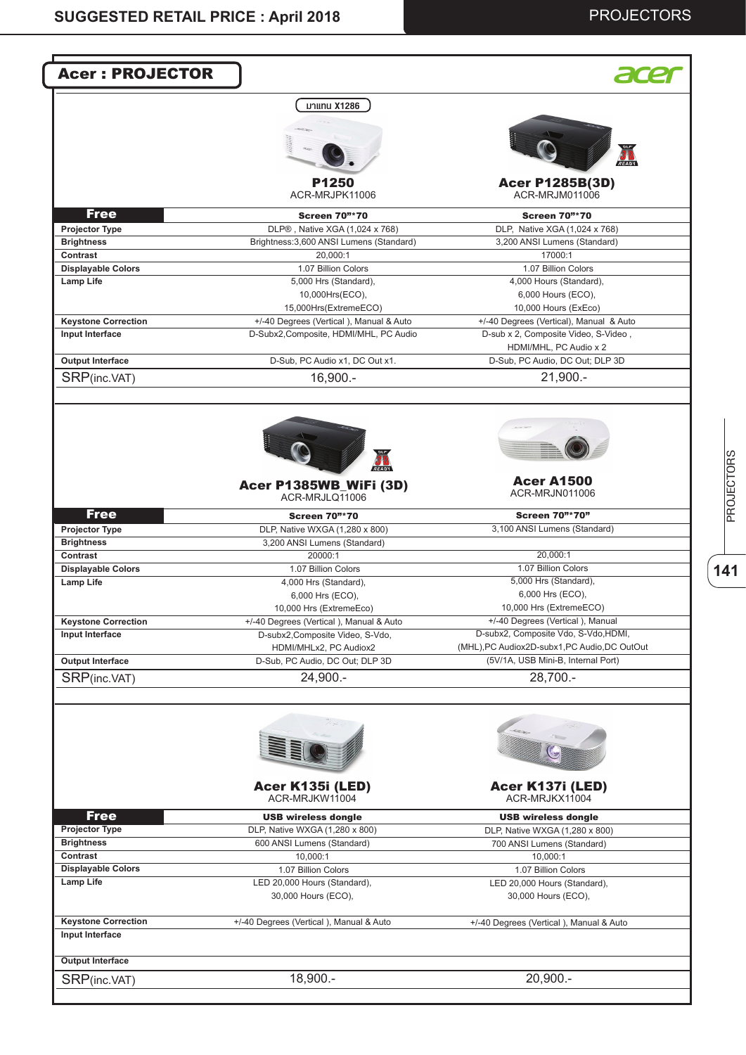## Acer : PROJECTOR

| | มาแทน X1286 | |
|---|---|---|
| | **P1250** ACR-MRJPK11006 | **Acer P1285B(3D)** ACR-MRJM011006 |
| **Free** | **Screen 70"*70** | **Screen 70"*70** |
| **Projector Type** | DLP® , Native XGA (1,024 x 768) | DLP, Native XGA (1,024 x 768) |
| **Brightness** | Brightness:3,600 ANSI Lumens (Standard) | 3,200 ANSI Lumens (Standard) |
| **Contrast** | 20,000:1 | 17000:1 |
| **Displayable Colors** | 1.07 Billion Colors | 1.07 Billion Colors |
| **Lamp Life** | 5,000 Hrs (Standard), 10,000Hrs(ECO), 15,000Hrs(ExtremeECO) | 4,000 Hours (Standard), 6,000 Hours (ECO), 10,000 Hours (ExEco) |
| **Keystone Correction** | +/-40 Degrees (Vertical ), Manual & Auto | +/-40 Degrees (Vertical), Manual & Auto |
| **Input Interface** | D-Subx2,Composite, HDMI/MHL, PC Audio | D-sub x 2, Composite Video, S-Video , HDMI/MHL, PC Audio x 2 |
| **Output Interface** | D-Sub, PC Audio x1, DC Out x1. | D-Sub, PC Audio, DC Out; DLP 3D |
| SRP(inc.VAT) | 16,900.- | 21,900.- |

| | **Acer P1385WB_WiFi (3D)** ACR-MRJLQ11006 | **Acer A1500** ACR-MRJN011006 |
|---|---|---|
| **Free** | **Screen 70"*70** | **Screen 70"*70"** |
| **Projector Type** | DLP, Native WXGA (1,280 x 800) | 3,100 ANSI Lumens (Standard) |
| **Brightness** | 3,200 ANSI Lumens (Standard) | |
| **Contrast** | 20000:1 | 20,000:1 |
| **Displayable Colors** | 1.07 Billion Colors | 1.07 Billion Colors |
| **Lamp Life** | 4,000 Hrs (Standard), 6,000 Hrs (ECO), 10,000 Hrs (ExtremeEco) | 5,000 Hrs (Standard), 6,000 Hrs (ECO), 10,000 Hrs (ExtremeECO) |
| **Keystone Correction** | +/-40 Degrees (Vertical ), Manual & Auto | +/-40 Degrees (Vertical ), Manual |
| **Input Interface** | D-subx2,Composite Video, S-Vdo, HDMI/MHLx2, PC Audiox2 | D-subx2, Composite Vdo, S-Vdo,HDMI, (MHL),PC Audiox2D-subx1,PC Audio,DC OutOut |
| **Output Interface** | D-Sub, PC Audio, DC Out; DLP 3D | (5V/1A, USB Mini-B, Internal Port) |
| SRP(inc.VAT) | 24,900.- | 28,700.- |

| | **Acer K135i (LED)** ACR-MRJKW11004 | **Acer K137i (LED)** ACR-MRJKX11004 |
|---|---|---|
| **Free** | **USB wireless dongle** | **USB wireless dongle** |
| **Projector Type** | DLP, Native WXGA (1,280 x 800) | DLP, Native WXGA (1,280 x 800) |
| **Brightness** | 600 ANSI Lumens (Standard) | 700 ANSI Lumens (Standard) |
| **Contrast** | 10,000:1 | 10,000:1 |
| **Displayable Colors** | 1.07 Billion Colors | 1.07 Billion Colors |
| **Lamp Life** | LED 20,000 Hours (Standard), 30,000 Hours (ECO), | LED 20,000 Hours (Standard), 30,000 Hours (ECO), |
| **Keystone Correction** | +/-40 Degrees (Vertical ), Manual & Auto | +/-40 Degrees (Vertical ), Manual & Auto |
| **Input Interface** | | |
| **Output Interface** | | |
| SRP(inc.VAT) | 18,900.- | 20,900.- |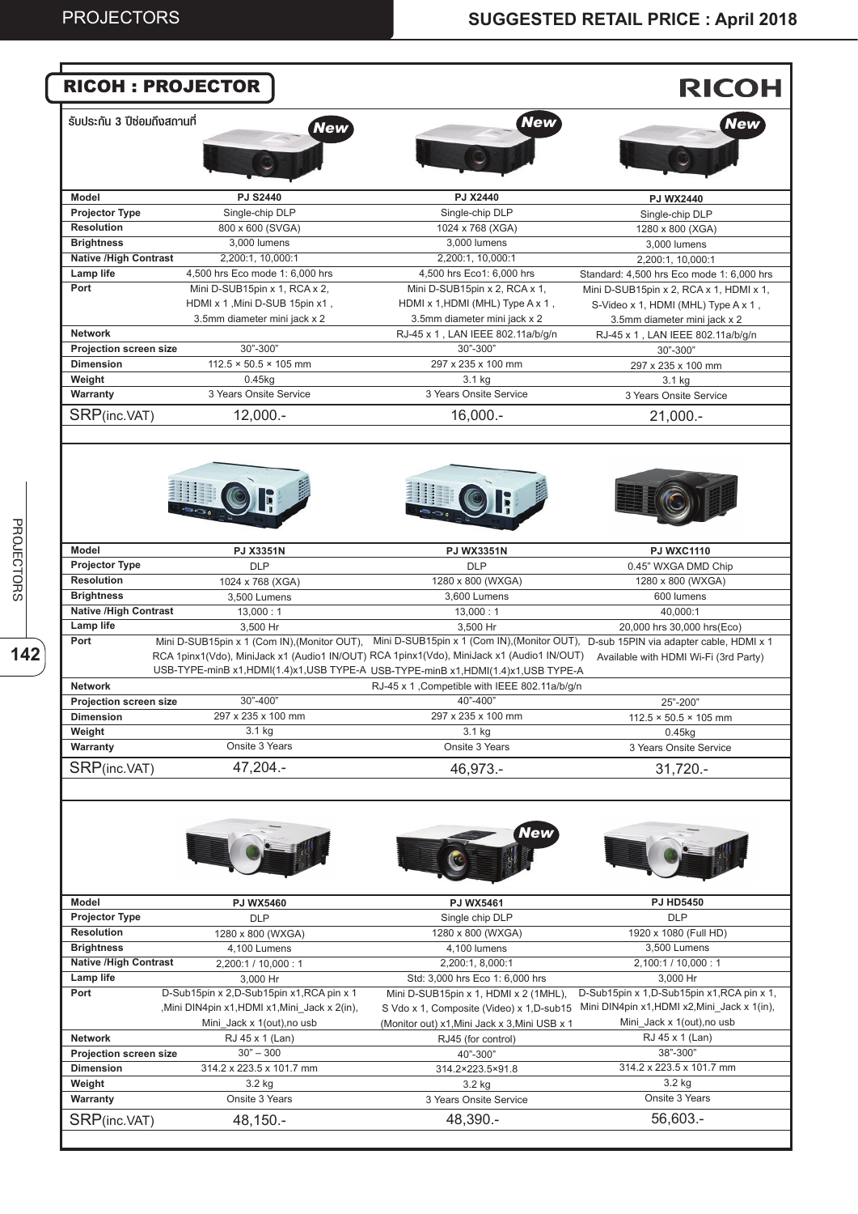# RICOH : PROJECTOR

รับประกัน 3 ปีซ่อมถึงสถานที่

| Model | PJ S2440 (New) | PJ X2440 (New) | PJ WX2440 (New) |
|---|---|---|---|
| Projector Type | Single-chip DLP | Single-chip DLP | Single-chip DLP |
| Resolution | 800 x 600 (SVGA) | 1024 x 768 (XGA) | 1280 x 800 (XGA) |
| Brightness | 3,000 lumens | 3,000 lumens | 3,000 lumens |
| Native /High Contrast | 2,200:1, 10,000:1 | 2,200:1, 10,000:1 | 2,200:1, 10,000:1 |
| Lamp life | 4,500 hrs Eco mode 1: 6,000 hrs | 4,500 hrs Eco1: 6,000 hrs | Standard: 4,500 hrs Eco mode 1: 6,000 hrs |
| Port | Mini D-SUB15pin x 1, RCA x 2, HDMI x 1 ,Mini D-SUB 15pin x1 , 3.5mm diameter mini jack x 2 | Mini D-SUB15pin x 2, RCA x 1, HDMI x 1,HDMI (MHL) Type A x 1 , 3.5mm diameter mini jack x 2 | Mini D-SUB15pin x 2, RCA x 1, HDMI x 1, S-Video x 1, HDMI (MHL) Type A x 1 , 3.5mm diameter mini jack x 2 |
| Network | | RJ-45 x 1 , LAN IEEE 802.11a/b/g/n | RJ-45 x 1 , LAN IEEE 802.11a/b/g/n |
| Projection screen size | 30"-300" | 30"-300" | 30"-300" |
| Dimension | 112.5 × 50.5 × 105 mm | 297 x 235 x 100 mm | 297 x 235 x 100 mm |
| Weight | 0.45kg | 3.1 kg | 3.1 kg |
| Warranty | 3 Years Onsite Service | 3 Years Onsite Service | 3 Years Onsite Service |
| SRP(inc.VAT) | 12,000.- | 16,000.- | 21,000.- |

| Model | PJ X3351N | PJ WX3351N | PJ WXC1110 |
|---|---|---|---|
| Projector Type | DLP | DLP | 0.45" WXGA DMD Chip |
| Resolution | 1024 x 768 (XGA) | 1280 x 800 (WXGA) | 1280 x 800 (WXGA) |
| Brightness | 3,500 Lumens | 3,600 Lumens | 600 lumens |
| Native /High Contrast | 13,000 : 1 | 13,000 : 1 | 40,000:1 |
| Lamp life | 3,500 Hr | 3,500 Hr | 20,000 hrs 30,000 hrs(Eco) |
| Port | Mini D-SUB15pin x 1 (Com IN),(Monitor OUT), RCA 1pinx1(Vdo), MiniJack x1 (Audio1 IN/OUT) USB-TYPE-minB x1,HDMI(1.4)x1,USB TYPE-A | Mini D-SUB15pin x 1 (Com IN),(Monitor OUT), RCA 1pinx1(Vdo), MiniJack x1 (Audio1 IN/OUT) USB-TYPE-minB x1,HDMI(1.4)x1,USB TYPE-A | D-sub 15PIN via adapter cable, HDMI x 1 Available with HDMI Wi-Fi (3rd Party) |
| Network | RJ-45 x 1 ,Competible with IEEE 802.11a/b/g/n | | |
| Projection screen size | 30"-400" | 40"-400" | 25"-200" |
| Dimension | 297 x 235 x 100 mm | 297 x 235 x 100 mm | 112.5 × 50.5 × 105 mm |
| Weight | 3.1 kg | 3.1 kg | 0.45kg |
| Warranty | Onsite 3 Years | Onsite 3 Years | 3 Years Onsite Service |
| SRP(inc.VAT) | 47,204.- | 46,973.- | 31,720.- |

| Model | PJ WX5460 | PJ WX5461 (New) | PJ HD5450 |
|---|---|---|---|
| Projector Type | DLP | Single chip DLP | DLP |
| Resolution | 1280 x 800 (WXGA) | 1280 x 800 (WXGA) | 1920 x 1080 (Full HD) |
| Brightness | 4,100 Lumens | 4,100 lumens | 3,500 Lumens |
| Native /High Contrast | 2,200:1 / 10,000 : 1 | 2,200:1, 8,000:1 | 2,100:1 / 10,000 : 1 |
| Lamp life | 3,000 Hr | Std: 3,000 hrs Eco 1: 6,000 hrs | 3,000 Hr |
| Port | D-Sub15pin x 2,D-Sub15pin x1,RCA pin x 1 ,Mini DIN4pin x1,HDMI x1,Mini_Jack x 2(in), Mini_Jack x 1(out),no usb | Mini D-SUB15pin x 1, HDMI x 2 (1MHL), S Vdo x 1, Composite (Video) x 1,D-sub15 (Monitor out) x1,Mini Jack x 3,Mini USB x 1 | D-Sub15pin x 1,D-Sub15pin x1,RCA pin x 1, Mini DIN4pin x1,HDMI x2,Mini_Jack x 1(in), Mini_Jack x 1(out),no usb |
| Network | RJ 45 x 1 (Lan) | RJ45 (for control) | RJ 45 x 1 (Lan) |
| Projection screen size | 30" – 300 | 40"-300" | 38"-300" |
| Dimension | 314.2 x 223.5 x 101.7 mm | 314.2×223.5×91.8 | 314.2 x 223.5 x 101.7 mm |
| Weight | 3.2 kg | 3.2 kg | 3.2 kg |
| Warranty | Onsite 3 Years | 3 Years Onsite Service | Onsite 3 Years |
| SRP(inc.VAT) | 48,150.- | 48,390.- | 56,603.- |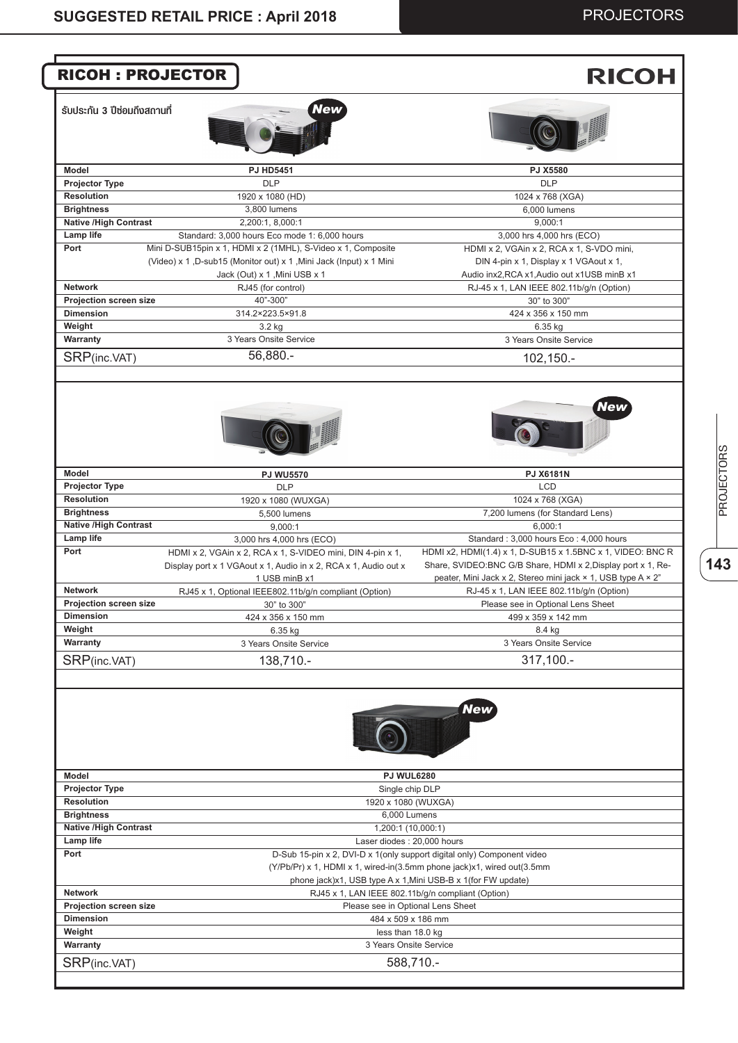## RICOH : PROJECTOR

RICOH

รับประกัน 3 ปีซ่อมถึงสถานที่

| | New | |
|---|---|---|
| **Model** | **PJ HD5451** | **PJ X5580** |
| **Projector Type** | DLP | DLP |
| **Resolution** | 1920 x 1080 (HD) | 1024 x 768 (XGA) |
| **Brightness** | 3,800 lumens | 6,000 lumens |
| **Native /High Contrast** | 2,200:1, 8,000:1 | 9,000:1 |
| **Lamp life** | Standard: 3,000 hours Eco mode 1: 6,000 hours | 3,000 hrs 4,000 hrs (ECO) |
| **Port** | Mini D-SUB15pin x 1, HDMI x 2 (1MHL), S-Video x 1, Composite (Video) x 1 ,D-sub15 (Monitor out) x 1 ,Mini Jack (Input) x 1 Mini Jack (Out) x 1 ,Mini USB x 1 | HDMI x 2, VGAin x 2, RCA x 1, S-VDO mini, DIN 4-pin x 1, Display x 1 VGAout x 1, Audio inx2,RCA x1,Audio out x1USB minB x1 |
| **Network** | RJ45 (for control) | RJ-45 x 1, LAN IEEE 802.11b/g/n (Option) |
| **Projection screen size** | 40"-300" | 30" to 300" |
| **Dimension** | 314.2×223.5×91.8 | 424 x 356 x 150 mm |
| **Weight** | 3.2 kg | 6.35 kg |
| **Warranty** | 3 Years Onsite Service | 3 Years Onsite Service |
| SRP(inc.VAT) | 56,880.- | 102,150.- |

| | | New |
|---|---|---|
| **Model** | **PJ WU5570** | **PJ X6181N** |
| **Projector Type** | DLP | LCD |
| **Resolution** | 1920 x 1080 (WUXGA) | 1024 x 768 (XGA) |
| **Brightness** | 5,500 lumens | 7,200 lumens (for Standard Lens) |
| **Native /High Contrast** | 9,000:1 | 6,000:1 |
| **Lamp life** | 3,000 hrs 4,000 hrs (ECO) | Standard : 3,000 hours Eco : 4,000 hours |
| **Port** | HDMI x 2, VGAin x 2, RCA x 1, S-VIDEO mini, DIN 4-pin x 1, Display port x 1 VGAout x 1, Audio in x 2, RCA x 1, Audio out x 1 USB minB x1 | HDMI x2, HDMI(1.4) x 1, D-SUB15 x 1.5BNC x 1, VIDEO: BNC R Share, SVIDEO:BNC G/B Share, HDMI x 2,Display port x 1, Re-peater, Mini Jack x 2, Stereo mini jack × 1, USB type A × 2" |
| **Network** | RJ45 x 1, Optional IEEE802.11b/g/n compliant (Option) | RJ-45 x 1, LAN IEEE 802.11b/g/n (Option) |
| **Projection screen size** | 30" to 300" | Please see in Optional Lens Sheet |
| **Dimension** | 424 x 356 x 150 mm | 499 x 359 x 142 mm |
| **Weight** | 6.35 kg | 8.4 kg |
| **Warranty** | 3 Years Onsite Service | 3 Years Onsite Service |
| SRP(inc.VAT) | 138,710.- | 317,100.- |

| | New |
|---|---|
| **Model** | **PJ WUL6280** |
| **Projector Type** | Single chip DLP |
| **Resolution** | 1920 x 1080 (WUXGA) |
| **Brightness** | 6,000 Lumens |
| **Native /High Contrast** | 1,200:1 (10,000:1) |
| **Lamp life** | Laser diodes : 20,000 hours |
| **Port** | D-Sub 15-pin x 2, DVI-D x 1(only support digital only) Component video (Y/Pb/Pr) x 1, HDMI x 1, wired-in(3.5mm phone jack)x1, wired out(3.5mm phone jack)x1, USB type A x 1,Mini USB-B x 1(for FW update) |
| **Network** | RJ45 x 1, LAN IEEE 802.11b/g/n compliant (Option) |
| **Projection screen size** | Please see in Optional Lens Sheet |
| **Dimension** | 484 x 509 x 186 mm |
| **Weight** | less than 18.0 kg |
| **Warranty** | 3 Years Onsite Service |
| SRP(inc.VAT) | 588,710.- |